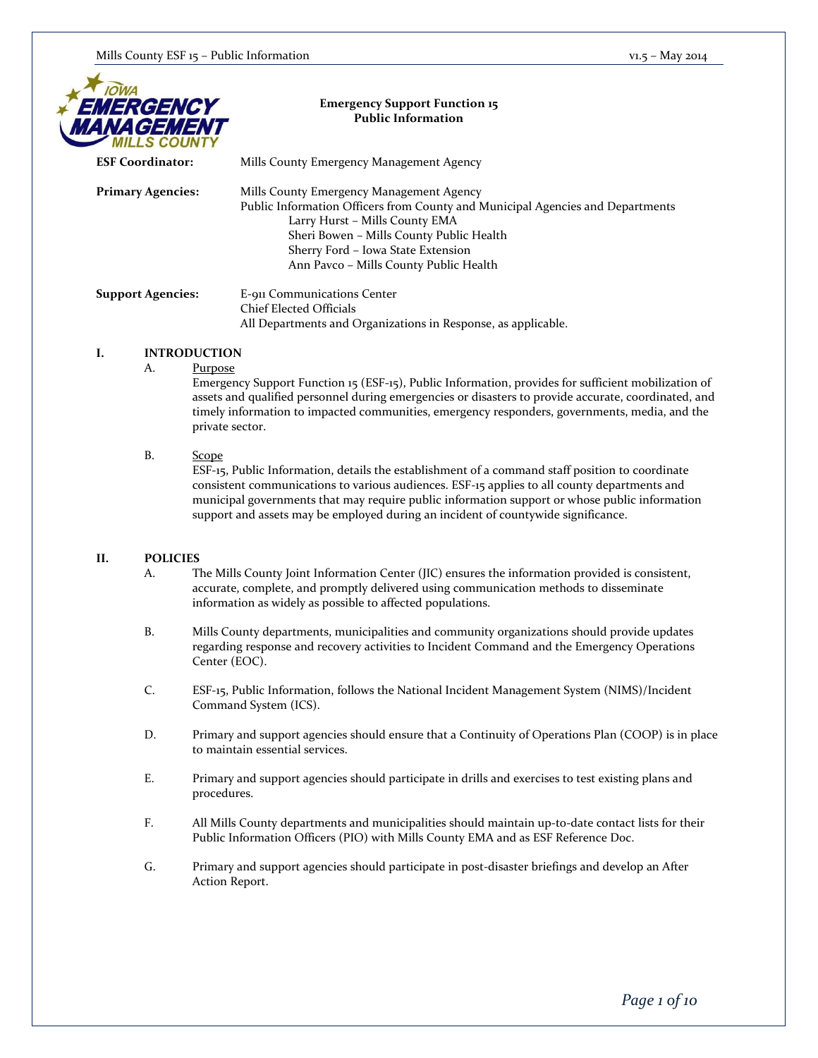# Emergency Support Function 15
## Public Information

**ESF Coordinator:** Mills County Emergency Management Agency

**Primary Agencies:** Mills County Emergency Management Agency
Public Information Officers from County and Municipal Agencies and Departments
- Larry Hurst – Mills County EMA
- Sheri Bowen – Mills County Public Health
- Sherry Ford – Iowa State Extension
- Ann Pavco – Mills County Public Health

**Support Agencies:** E-911 Communications Center
Chief Elected Officials
All Departments and Organizations in Response, as applicable.

## I. INTRODUCTION

A. Purpose

Emergency Support Function 15 (ESF-15), Public Information, provides for sufficient mobilization of assets and qualified personnel during emergencies or disasters to provide accurate, coordinated, and timely information to impacted communities, emergency responders, governments, media, and the private sector.

B. Scope

ESF-15, Public Information, details the establishment of a command staff position to coordinate consistent communications to various audiences. ESF-15 applies to all county departments and municipal governments that may require public information support or whose public information support and assets may be employed during an incident of countywide significance.

## II. POLICIES

A. The Mills County Joint Information Center (JIC) ensures the information provided is consistent, accurate, complete, and promptly delivered using communication methods to disseminate information as widely as possible to affected populations.

B. Mills County departments, municipalities and community organizations should provide updates regarding response and recovery activities to Incident Command and the Emergency Operations Center (EOC).

C. ESF-15, Public Information, follows the National Incident Management System (NIMS)/Incident Command System (ICS).

D. Primary and support agencies should ensure that a Continuity of Operations Plan (COOP) is in place to maintain essential services.

E. Primary and support agencies should participate in drills and exercises to test existing plans and procedures.

F. All Mills County departments and municipalities should maintain up-to-date contact lists for their Public Information Officers (PIO) with Mills County EMA and as ESF Reference Doc.

G. Primary and support agencies should participate in post-disaster briefings and develop an After Action Report.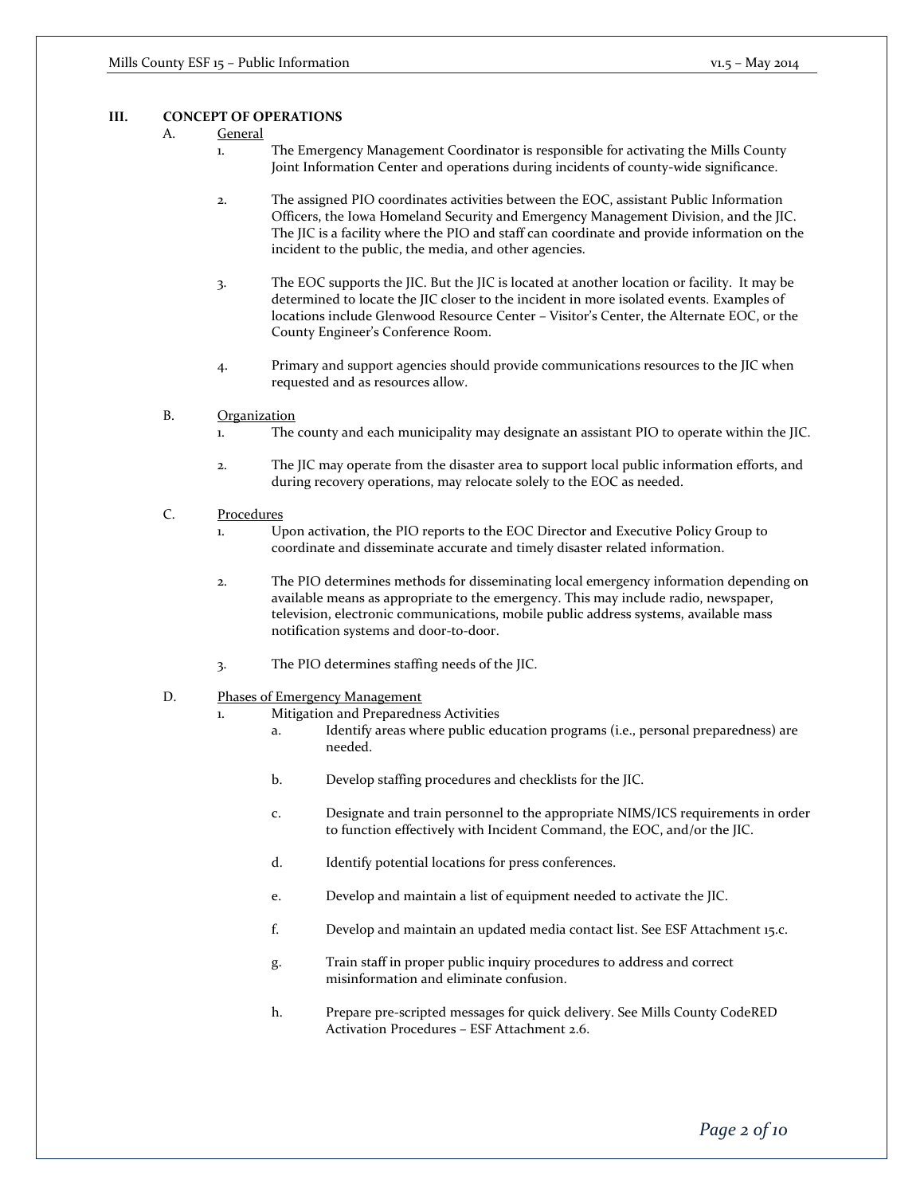## III. CONCEPT OF OPERATIONS

A. General

1. The Emergency Management Coordinator is responsible for activating the Mills County Joint Information Center and operations during incidents of county-wide significance.

2. The assigned PIO coordinates activities between the EOC, assistant Public Information Officers, the Iowa Homeland Security and Emergency Management Division, and the JIC. The JIC is a facility where the PIO and staff can coordinate and provide information on the incident to the public, the media, and other agencies.

3. The EOC supports the JIC. But the JIC is located at another location or facility. It may be determined to locate the JIC closer to the incident in more isolated events. Examples of locations include Glenwood Resource Center – Visitor's Center, the Alternate EOC, or the County Engineer's Conference Room.

4. Primary and support agencies should provide communications resources to the JIC when requested and as resources allow.

B. Organization

1. The county and each municipality may designate an assistant PIO to operate within the JIC.

2. The JIC may operate from the disaster area to support local public information efforts, and during recovery operations, may relocate solely to the EOC as needed.

C. Procedures

1. Upon activation, the PIO reports to the EOC Director and Executive Policy Group to coordinate and disseminate accurate and timely disaster related information.

2. The PIO determines methods for disseminating local emergency information depending on available means as appropriate to the emergency. This may include radio, newspaper, television, electronic communications, mobile public address systems, available mass notification systems and door-to-door.

3. The PIO determines staffing needs of the JIC.

D. Phases of Emergency Management

1. Mitigation and Preparedness Activities
   a. Identify areas where public education programs (i.e., personal preparedness) are needed.

   b. Develop staffing procedures and checklists for the JIC.

   c. Designate and train personnel to the appropriate NIMS/ICS requirements in order to function effectively with Incident Command, the EOC, and/or the JIC.

   d. Identify potential locations for press conferences.

   e. Develop and maintain a list of equipment needed to activate the JIC.

   f. Develop and maintain an updated media contact list. See ESF Attachment 15.c.

   g. Train staff in proper public inquiry procedures to address and correct misinformation and eliminate confusion.

   h. Prepare pre-scripted messages for quick delivery. See Mills County CodeRED Activation Procedures – ESF Attachment 2.6.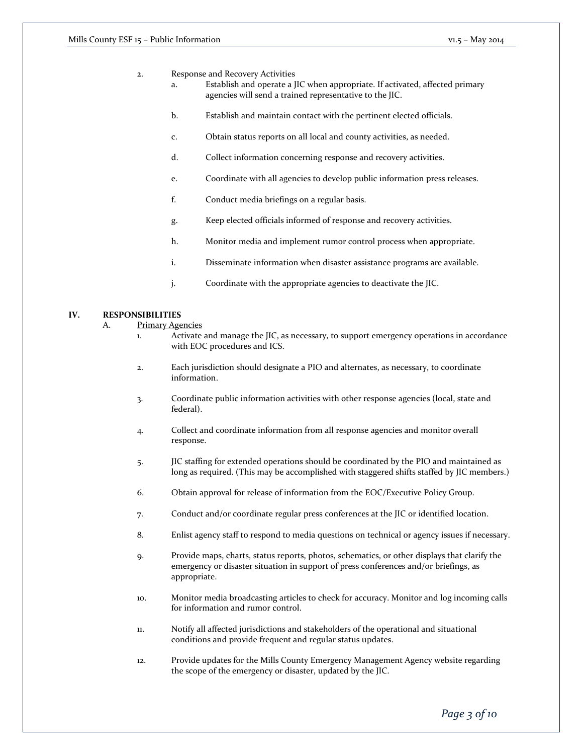2. Response and Recovery Activities

   a. Establish and operate a JIC when appropriate. If activated, affected primary agencies will send a trained representative to the JIC.

   b. Establish and maintain contact with the pertinent elected officials.

   c. Obtain status reports on all local and county activities, as needed.

   d. Collect information concerning response and recovery activities.

   e. Coordinate with all agencies to develop public information press releases.

   f. Conduct media briefings on a regular basis.

   g. Keep elected officials informed of response and recovery activities.

   h. Monitor media and implement rumor control process when appropriate.

   i. Disseminate information when disaster assistance programs are available.

   j. Coordinate with the appropriate agencies to deactivate the JIC.

## IV. RESPONSIBILITIES

### A. Primary Agencies

1. Activate and manage the JIC, as necessary, to support emergency operations in accordance with EOC procedures and ICS.

2. Each jurisdiction should designate a PIO and alternates, as necessary, to coordinate information.

3. Coordinate public information activities with other response agencies (local, state and federal).

4. Collect and coordinate information from all response agencies and monitor overall response.

5. JIC staffing for extended operations should be coordinated by the PIO and maintained as long as required. (This may be accomplished with staggered shifts staffed by JIC members.)

6. Obtain approval for release of information from the EOC/Executive Policy Group.

7. Conduct and/or coordinate regular press conferences at the JIC or identified location.

8. Enlist agency staff to respond to media questions on technical or agency issues if necessary.

9. Provide maps, charts, status reports, photos, schematics, or other displays that clarify the emergency or disaster situation in support of press conferences and/or briefings, as appropriate.

10. Monitor media broadcasting articles to check for accuracy. Monitor and log incoming calls for information and rumor control.

11. Notify all affected jurisdictions and stakeholders of the operational and situational conditions and provide frequent and regular status updates.

12. Provide updates for the Mills County Emergency Management Agency website regarding the scope of the emergency or disaster, updated by the JIC.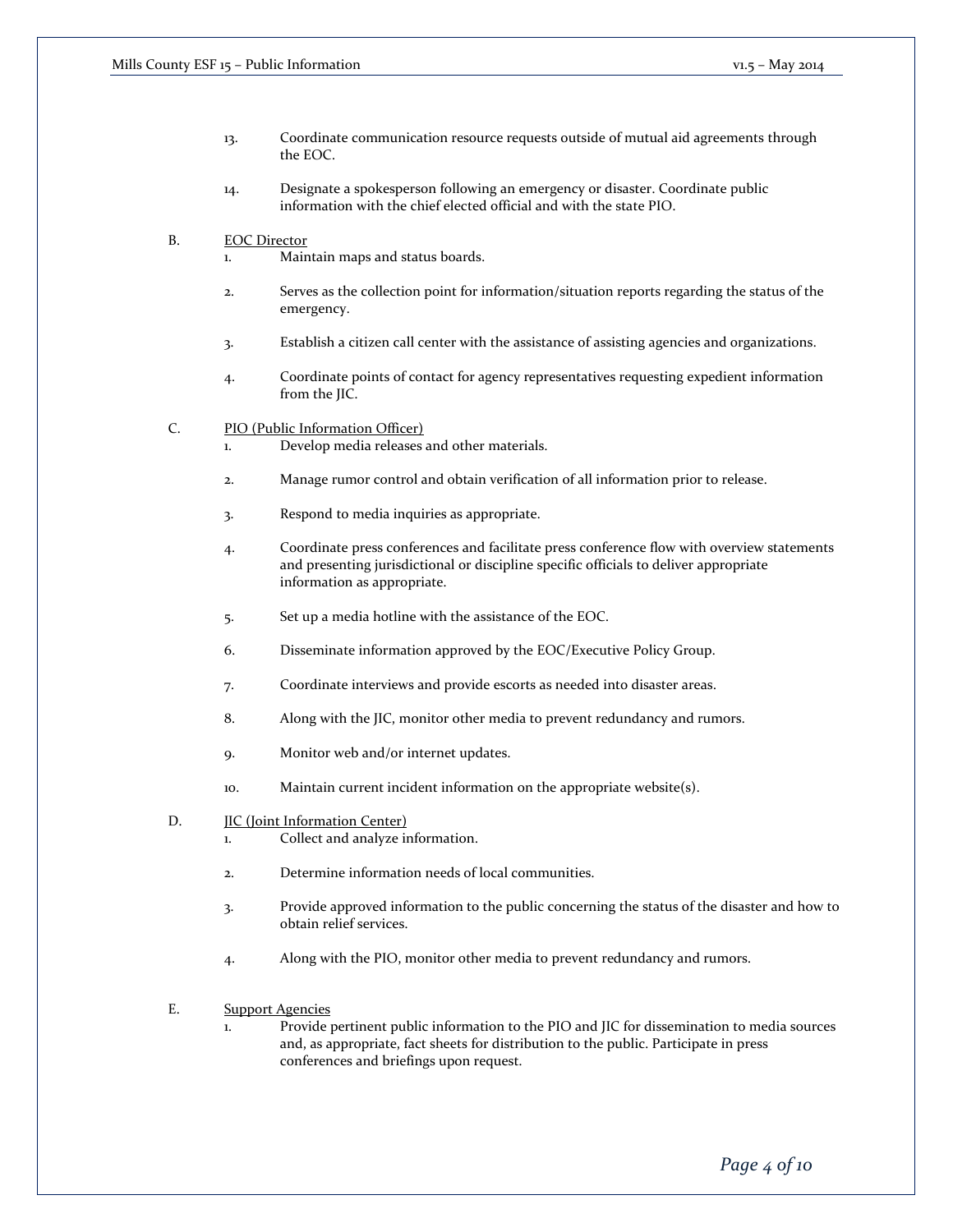13. Coordinate communication resource requests outside of mutual aid agreements through the EOC.

14. Designate a spokesperson following an emergency or disaster. Coordinate public information with the chief elected official and with the state PIO.

B. EOC Director

1. Maintain maps and status boards.

2. Serves as the collection point for information/situation reports regarding the status of the emergency.

3. Establish a citizen call center with the assistance of assisting agencies and organizations.

4. Coordinate points of contact for agency representatives requesting expedient information from the JIC.

C. PIO (Public Information Officer)

1. Develop media releases and other materials.

2. Manage rumor control and obtain verification of all information prior to release.

3. Respond to media inquiries as appropriate.

4. Coordinate press conferences and facilitate press conference flow with overview statements and presenting jurisdictional or discipline specific officials to deliver appropriate information as appropriate.

5. Set up a media hotline with the assistance of the EOC.

6. Disseminate information approved by the EOC/Executive Policy Group.

7. Coordinate interviews and provide escorts as needed into disaster areas.

8. Along with the JIC, monitor other media to prevent redundancy and rumors.

9. Monitor web and/or internet updates.

10. Maintain current incident information on the appropriate website(s).

D. JIC (Joint Information Center)

1. Collect and analyze information.

2. Determine information needs of local communities.

3. Provide approved information to the public concerning the status of the disaster and how to obtain relief services.

4. Along with the PIO, monitor other media to prevent redundancy and rumors.

E. Support Agencies

1. Provide pertinent public information to the PIO and JIC for dissemination to media sources and, as appropriate, fact sheets for distribution to the public. Participate in press conferences and briefings upon request.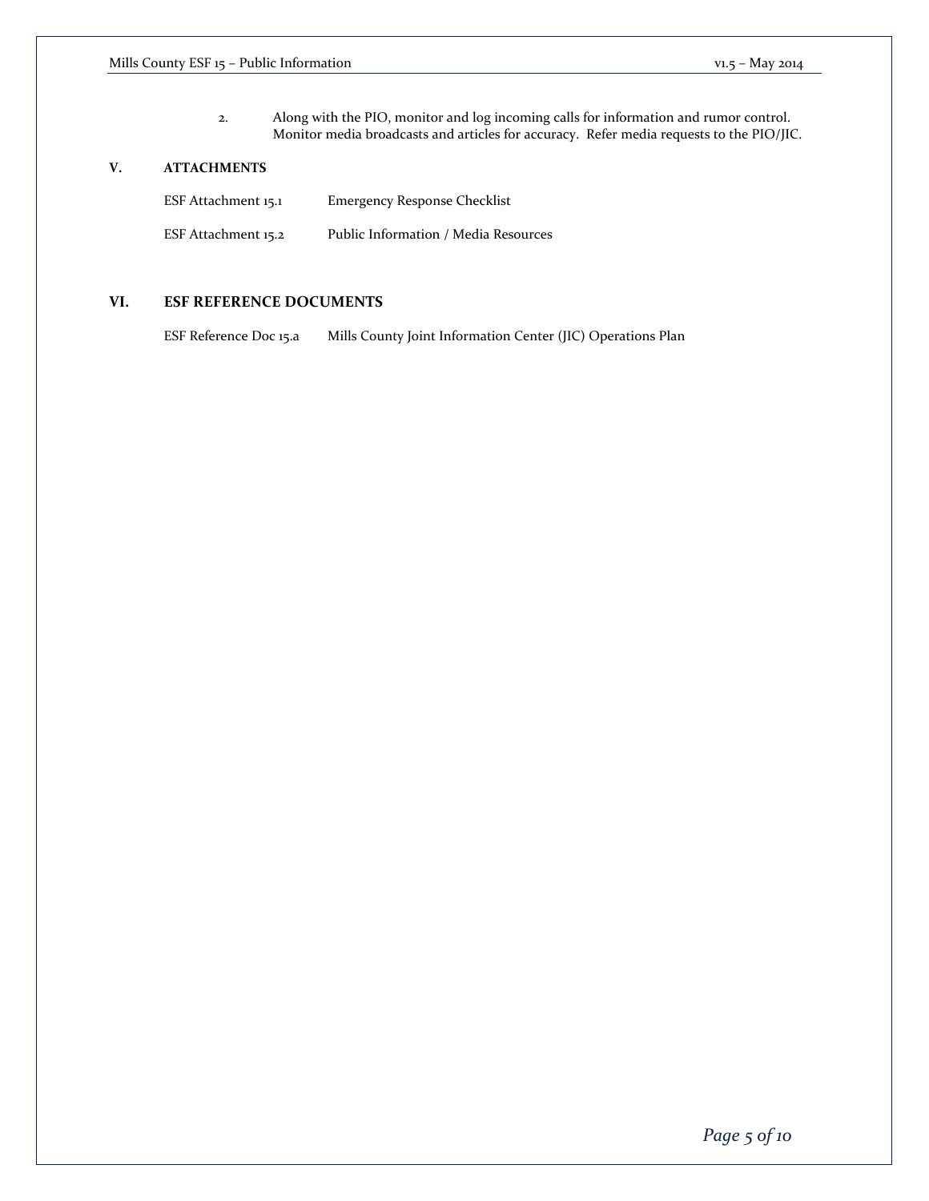2. Along with the PIO, monitor and log incoming calls for information and rumor control. Monitor media broadcasts and articles for accuracy. Refer media requests to the PIO/JIC.

## V. ATTACHMENTS

| | |
|---|---|
| ESF Attachment 15.1 | Emergency Response Checklist |
| ESF Attachment 15.2 | Public Information / Media Resources |

## VI. ESF REFERENCE DOCUMENTS

| | |
|---|---|
| ESF Reference Doc 15.a | Mills County Joint Information Center (JIC) Operations Plan |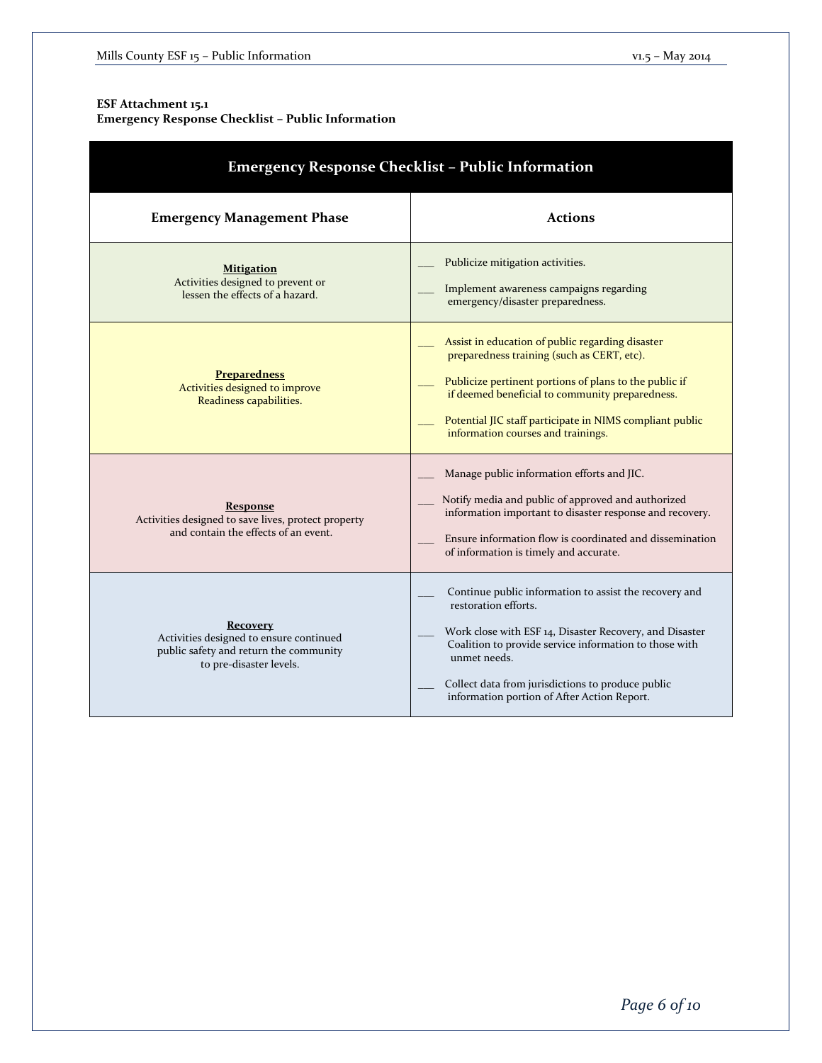**ESF Attachment 15.1**
**Emergency Response Checklist – Public Information**

| Emergency Response Checklist – Public Information | |
|---|---|
| **Emergency Management Phase** | **Actions** |
| **<u>Mitigation</u>**<br>Activities designed to prevent or lessen the effects of a hazard. | ___ Publicize mitigation activities.<br><br>___ Implement awareness campaigns regarding emergency/disaster preparedness. |
| **<u>Preparedness</u>**<br>Activities designed to improve Readiness capabilities. | ___ Assist in education of public regarding disaster preparedness training (such as CERT, etc).<br><br>___ Publicize pertinent portions of plans to the public if if deemed beneficial to community preparedness.<br><br>___ Potential JIC staff participate in NIMS compliant public information courses and trainings. |
| **<u>Response</u>**<br>Activities designed to save lives, protect property and contain the effects of an event. | ___ Manage public information efforts and JIC.<br><br>___ Notify media and public of approved and authorized information important to disaster response and recovery.<br><br>___ Ensure information flow is coordinated and dissemination of information is timely and accurate. |
| **<u>Recovery</u>**<br>Activities designed to ensure continued public safety and return the community to pre-disaster levels. | ___ Continue public information to assist the recovery and restoration efforts.<br><br>___ Work close with ESF 14, Disaster Recovery, and Disaster Coalition to provide service information to those with unmet needs.<br><br>___ Collect data from jurisdictions to produce public information portion of After Action Report. |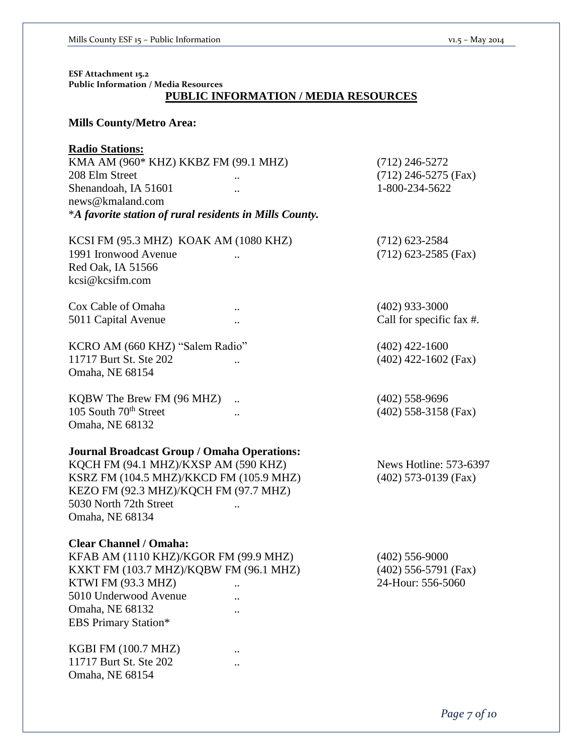**ESF Attachment 15.2**
**Public Information / Media Resources**

## PUBLIC INFORMATION / MEDIA RESOURCES

### Mills County/Metro Area:

**Radio Stations:**

KMA AM (960* KHZ) KKBZ FM (99.1 MHZ) — (712) 246-5272
208 Elm Street — (712) 246-5275 (Fax)
Shenandoah, IA 51601 — 1-800-234-5622
news@kmaland.com
**_*A favorite station of rural residents in Mills County._**

KCSI FM (95.3 MHZ) KOAK AM (1080 KHZ) — (712) 623-2584
1991 Ironwood Avenue — (712) 623-2585 (Fax)
Red Oak, IA 51566
kcsi@kcsifm.com

Cox Cable of Omaha — (402) 933-3000
5011 Capital Avenue — Call for specific fax #.

KCRO AM (660 KHZ) "Salem Radio" — (402) 422-1600
11717 Burt St. Ste 202 — (402) 422-1602 (Fax)
Omaha, NE 68154

KQBW The Brew FM (96 MHZ) — (402) 558-9696
105 South 70th Street — (402) 558-3158 (Fax)
Omaha, NE 68132

**Journal Broadcast Group / Omaha Operations:**
KQCH FM (94.1 MHZ)/KXSP AM (590 KHZ) — News Hotline: 573-6397
KSRZ FM (104.5 MHZ)/KKCD FM (105.9 MHZ) — (402) 573-0139 (Fax)
KEZO FM (92.3 MHZ)/KQCH FM (97.7 MHZ)
5030 North 72th Street
Omaha, NE 68134

**Clear Channel / Omaha:**
KFAB AM (1110 KHZ)/KGOR FM (99.9 MHZ) — (402) 556-9000
KXKT FM (103.7 MHZ)/KQBW FM (96.1 MHZ) — (402) 556-5791 (Fax)
KTWI FM (93.3 MHZ) — 24-Hour: 556-5060
5010 Underwood Avenue
Omaha, NE 68132
EBS Primary Station*

KGBI FM (100.7 MHZ)
11717 Burt St. Ste 202
Omaha, NE 68154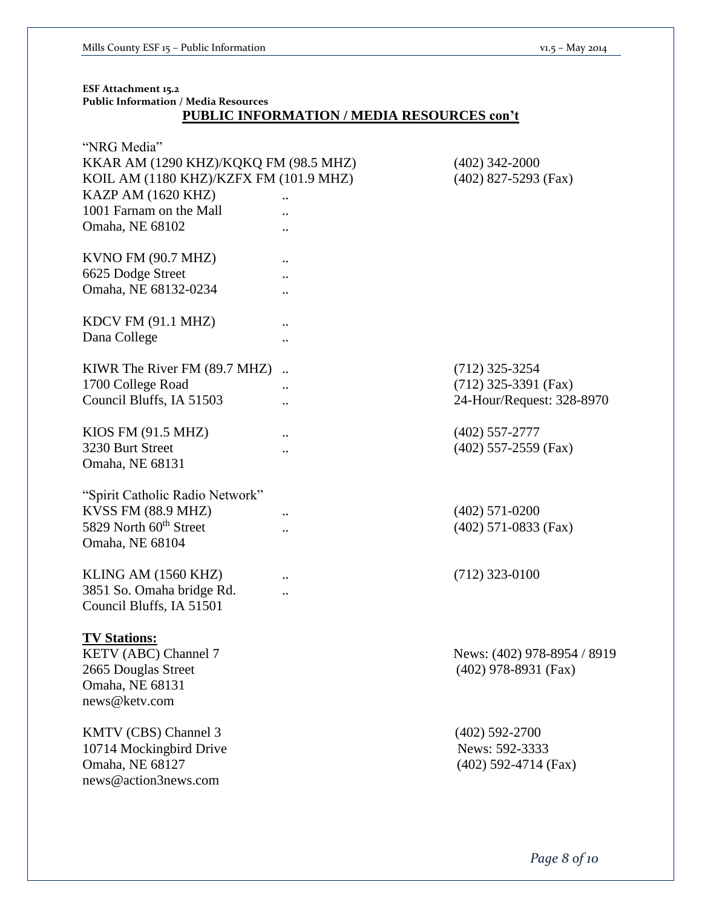**ESF Attachment 15.2**
**Public Information / Media Resources**

## PUBLIC INFORMATION / MEDIA RESOURCES con't

"NRG Media"
KKAR AM (1290 KHZ)/KQKQ FM (98.5 MHZ) — (402) 342-2000
KOIL AM (1180 KHZ)/KZFX FM (101.9 MHZ) — (402) 827-5293 (Fax)
KAZP AM (1620 KHZ) ..
1001 Farnam on the Mall ..
Omaha, NE 68102 ..

KVNO FM (90.7 MHZ) ..
6625 Dodge Street ..
Omaha, NE 68132-0234 ..

KDCV FM (91.1 MHZ) ..
Dana College ..

KIWR The River FM (89.7 MHZ) .. — (712) 325-3254
1700 College Road .. — (712) 325-3391 (Fax)
Council Bluffs, IA 51503 .. — 24-Hour/Request: 328-8970

KIOS FM (91.5 MHZ) .. — (402) 557-2777
3230 Burt Street .. — (402) 557-2559 (Fax)
Omaha, NE 68131

"Spirit Catholic Radio Network"
KVSS FM (88.9 MHZ) .. — (402) 571-0200
5829 North 60th Street .. — (402) 571-0833 (Fax)
Omaha, NE 68104

KLING AM (1560 KHZ) .. — (712) 323-0100
3851 So. Omaha bridge Rd. ..
Council Bluffs, IA 51501

**TV Stations:**

KETV (ABC) Channel 7 — News: (402) 978-8954 / 8919
2665 Douglas Street — (402) 978-8931 (Fax)
Omaha, NE 68131
news@ketv.com

KMTV (CBS) Channel 3 — (402) 592-2700
10714 Mockingbird Drive — News: 592-3333
Omaha, NE 68127 — (402) 592-4714 (Fax)
news@action3news.com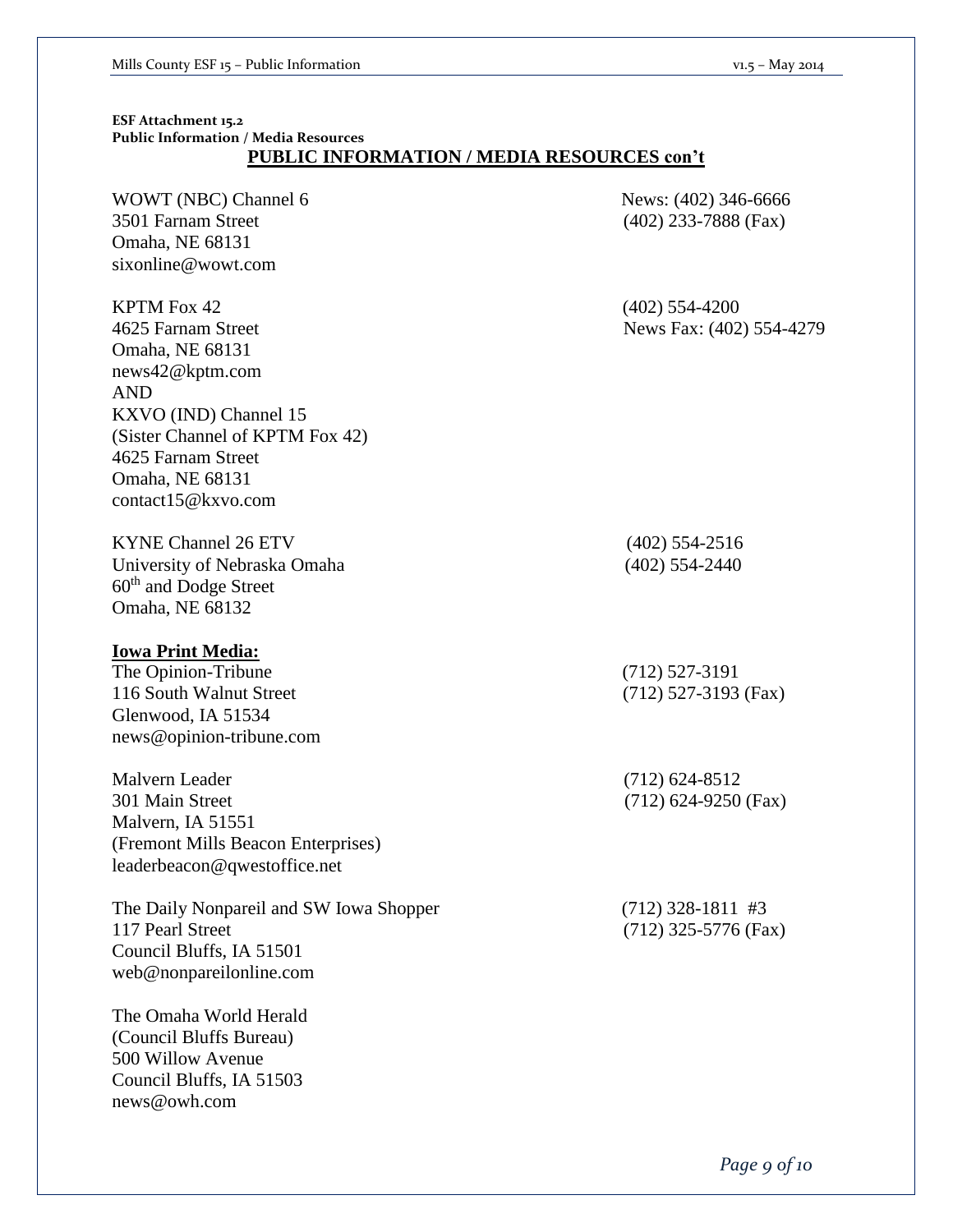**ESF Attachment 15.2**
**Public Information / Media Resources**

## PUBLIC INFORMATION / MEDIA RESOURCES con't

WOWT (NBC) Channel 6
3501 Farnam Street
Omaha, NE 68131
sixonline@wowt.com
News: (402) 346-6666
(402) 233-7888 (Fax)

KPTM Fox 42
4625 Farnam Street
Omaha, NE 68131
news42@kptm.com
(402) 554-4200
News Fax: (402) 554-4279

AND

KXVO (IND) Channel 15
(Sister Channel of KPTM Fox 42)
4625 Farnam Street
Omaha, NE 68131
contact15@kxvo.com

KYNE Channel 26 ETV
University of Nebraska Omaha
60th and Dodge Street
Omaha, NE 68132
(402) 554-2516
(402) 554-2440

**Iowa Print Media:**

The Opinion-Tribune
116 South Walnut Street
Glenwood, IA 51534
news@opinion-tribune.com
(712) 527-3191
(712) 527-3193 (Fax)

Malvern Leader
301 Main Street
Malvern, IA 51551
(Fremont Mills Beacon Enterprises)
leaderbeacon@qwestoffice.net
(712) 624-8512
(712) 624-9250 (Fax)

The Daily Nonpareil and SW Iowa Shopper
117 Pearl Street
Council Bluffs, IA 51501
web@nonpareilonline.com
(712) 328-1811 #3
(712) 325-5776 (Fax)

The Omaha World Herald
(Council Bluffs Bureau)
500 Willow Avenue
Council Bluffs, IA 51503
news@owh.com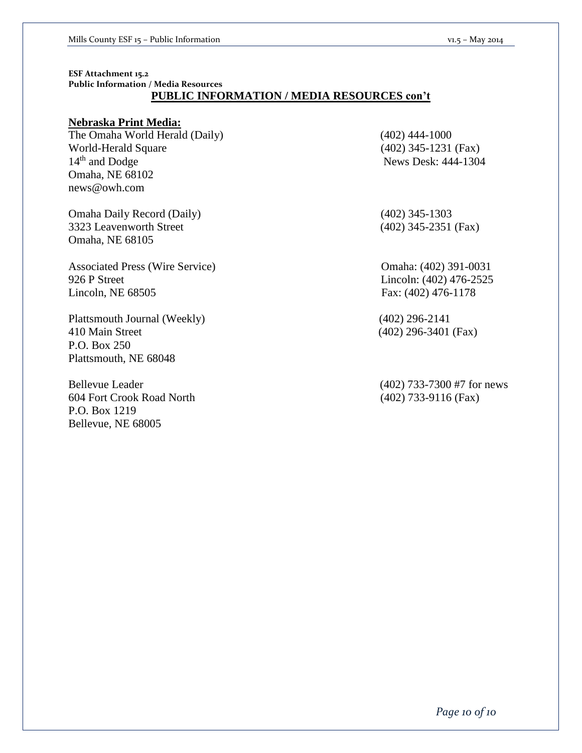**ESF Attachment 15.2**
**Public Information / Media Resources**

## PUBLIC INFORMATION / MEDIA RESOURCES con't

### Nebraska Print Media:

| | |
|---|---|
| The Omaha World Herald (Daily)<br>World-Herald Square<br>14th and Dodge<br>Omaha, NE 68102<br>news@owh.com | (402) 444-1000<br>(402) 345-1231 (Fax)<br>News Desk: 444-1304 |
| Omaha Daily Record (Daily)<br>3323 Leavenworth Street<br>Omaha, NE 68105 | (402) 345-1303<br>(402) 345-2351 (Fax) |
| Associated Press (Wire Service)<br>926 P Street<br>Lincoln, NE 68505 | Omaha: (402) 391-0031<br>Lincoln: (402) 476-2525<br>Fax: (402) 476-1178 |
| Plattsmouth Journal (Weekly)<br>410 Main Street<br>P.O. Box 250<br>Plattsmouth, NE 68048 | (402) 296-2141<br>(402) 296-3401 (Fax) |
| Bellevue Leader<br>604 Fort Crook Road North<br>P.O. Box 1219<br>Bellevue, NE 68005 | (402) 733-7300 #7 for news<br>(402) 733-9116 (Fax) |